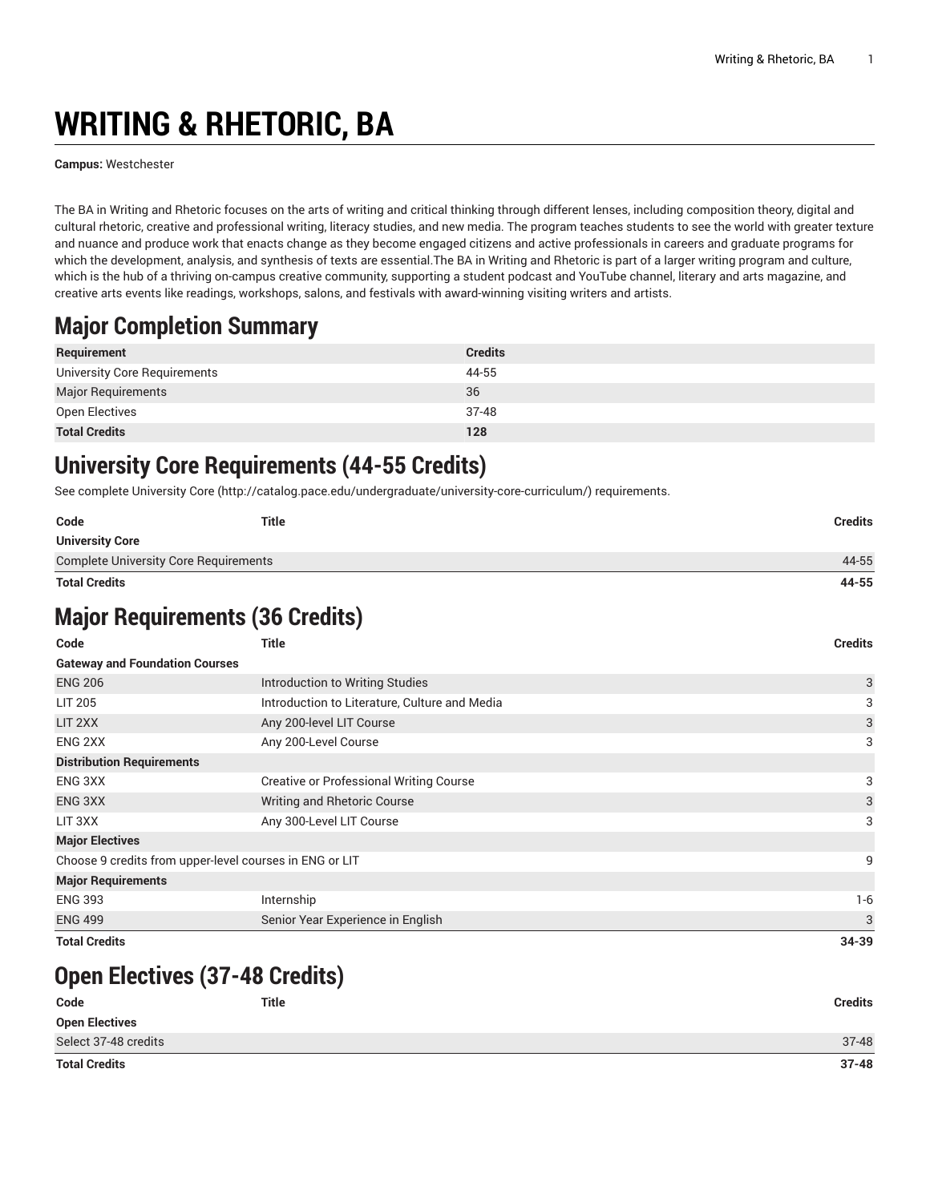# WRITING & RHETORIC, BA

**Campus:** Westchester

The BA in Writing and Rhetoric focuses on the arts of writing and critical thinking through different lenses, including composition theory, digital and cultural rhetoric, creative and professional writing, literacy studies, and new media. The program teaches students to see the world with greater texture and nuance and produce work that enacts change as they become engaged citizens and active professionals in careers and graduate programs for which the development, analysis, and synthesis of texts are essential.The BA in Writing and Rhetoric is part of a larger writing program and culture, which is the hub of a thriving on-campus creative community, supporting a student podcast and YouTube channel, literary and arts magazine, and creative arts events like readings, workshops, salons, and festivals with award-winning visiting writers and artists.

## Major Completion Summary

| Requirement | Credits |
|---|---|
| University Core Requirements | 44-55 |
| Major Requirements | 36 |
| Open Electives | 37-48 |
| **Total Credits** | **128** |

## University Core Requirements (44-55 Credits)

See complete University Core (http://catalog.pace.edu/undergraduate/university-core-curriculum/) requirements.

| Code | Title | Credits |
|---|---|---|
| **University Core** | | |
| Complete University Core Requirements | | 44-55 |
| **Total Credits** | | **44-55** |

## Major Requirements (36 Credits)

| Code | Title | Credits |
|---|---|---|
| **Gateway and Foundation Courses** | | |
| ENG 206 | Introduction to Writing Studies | 3 |
| LIT 205 | Introduction to Literature, Culture and Media | 3 |
| LIT 2XX | Any 200-level LIT Course | 3 |
| ENG 2XX | Any 200-Level Course | 3 |
| **Distribution Requirements** | | |
| ENG 3XX | Creative or Professional Writing Course | 3 |
| ENG 3XX | Writing and Rhetoric Course | 3 |
| LIT 3XX | Any 300-Level LIT Course | 3 |
| **Major Electives** | | |
| Choose 9 credits from upper-level courses in ENG or LIT | | 9 |
| **Major Requirements** | | |
| ENG 393 | Internship | 1-6 |
| ENG 499 | Senior Year Experience in English | 3 |
| **Total Credits** | | **34-39** |

## Open Electives (37-48 Credits)

| Code | Title | Credits |
|---|---|---|
| **Open Electives** | | |
| Select 37-48 credits | | 37-48 |
| **Total Credits** | | **37-48** |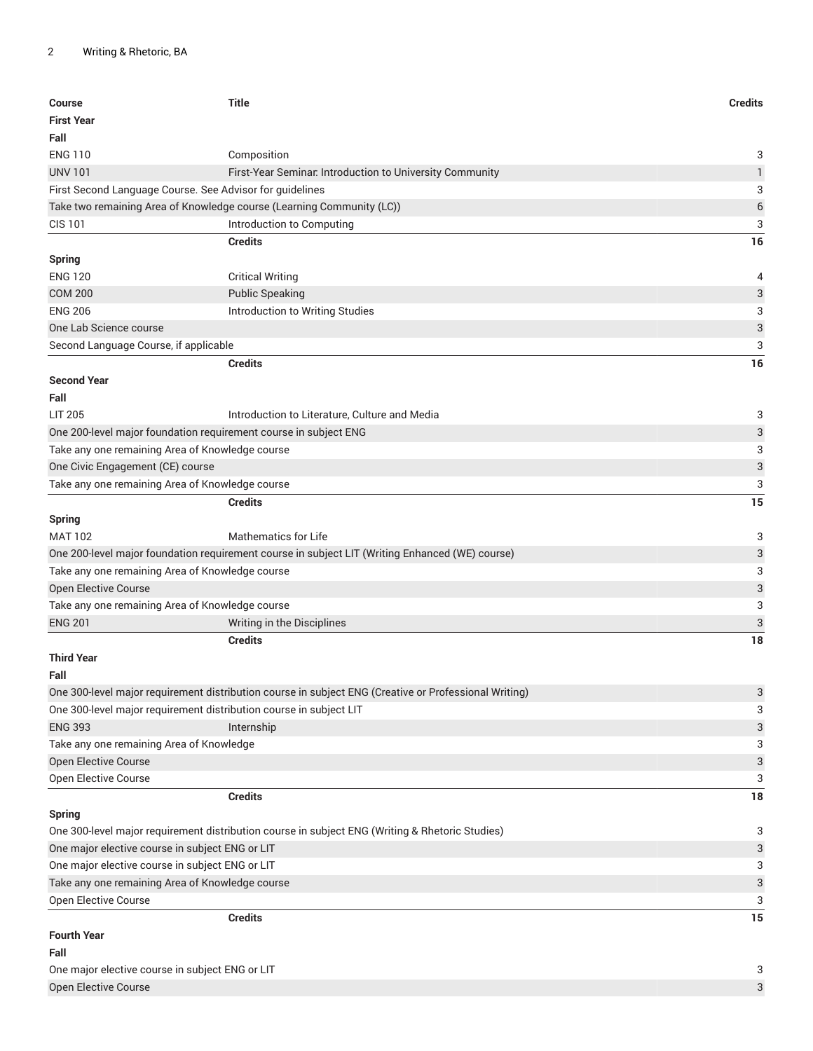| Course | Title | Credits |
| --- | --- | --- |
| **First Year** | | |
| **Fall** | | |
| ENG 110 | Composition | 3 |
| UNV 101 | First-Year Seminar: Introduction to University Community | 1 |
| First Second Language Course. See Advisor for guidelines | | 3 |
| Take two remaining Area of Knowledge course (Learning Community (LC)) | | 6 |
| CIS 101 | Introduction to Computing | 3 |
| | **Credits** | **16** |
| **Spring** | | |
| ENG 120 | Critical Writing | 4 |
| COM 200 | Public Speaking | 3 |
| ENG 206 | Introduction to Writing Studies | 3 |
| One Lab Science course | | 3 |
| Second Language Course, if applicable | | 3 |
| | **Credits** | **16** |
| **Second Year** | | |
| **Fall** | | |
| LIT 205 | Introduction to Literature, Culture and Media | 3 |
| One 200-level major foundation requirement course in subject ENG | | 3 |
| Take any one remaining Area of Knowledge course | | 3 |
| One Civic Engagement (CE) course | | 3 |
| Take any one remaining Area of Knowledge course | | 3 |
| | **Credits** | **15** |
| **Spring** | | |
| MAT 102 | Mathematics for Life | 3 |
| One 200-level major foundation requirement course in subject LIT (Writing Enhanced (WE) course) | | 3 |
| Take any one remaining Area of Knowledge course | | 3 |
| Open Elective Course | | 3 |
| Take any one remaining Area of Knowledge course | | 3 |
| ENG 201 | Writing in the Disciplines | 3 |
| | **Credits** | **18** |
| **Third Year** | | |
| **Fall** | | |
| One 300-level major requirement distribution course in subject ENG (Creative or Professional Writing) | | 3 |
| One 300-level major requirement distribution course in subject LIT | | 3 |
| ENG 393 | Internship | 3 |
| Take any one remaining Area of Knowledge | | 3 |
| Open Elective Course | | 3 |
| Open Elective Course | | 3 |
| | **Credits** | **18** |
| **Spring** | | |
| One 300-level major requirement distribution course in subject ENG (Writing & Rhetoric Studies) | | 3 |
| One major elective course in subject ENG or LIT | | 3 |
| One major elective course in subject ENG or LIT | | 3 |
| Take any one remaining Area of Knowledge course | | 3 |
| Open Elective Course | | 3 |
| | **Credits** | **15** |
| **Fourth Year** | | |
| **Fall** | | |
| One major elective course in subject ENG or LIT | | 3 |
| Open Elective Course | | 3 |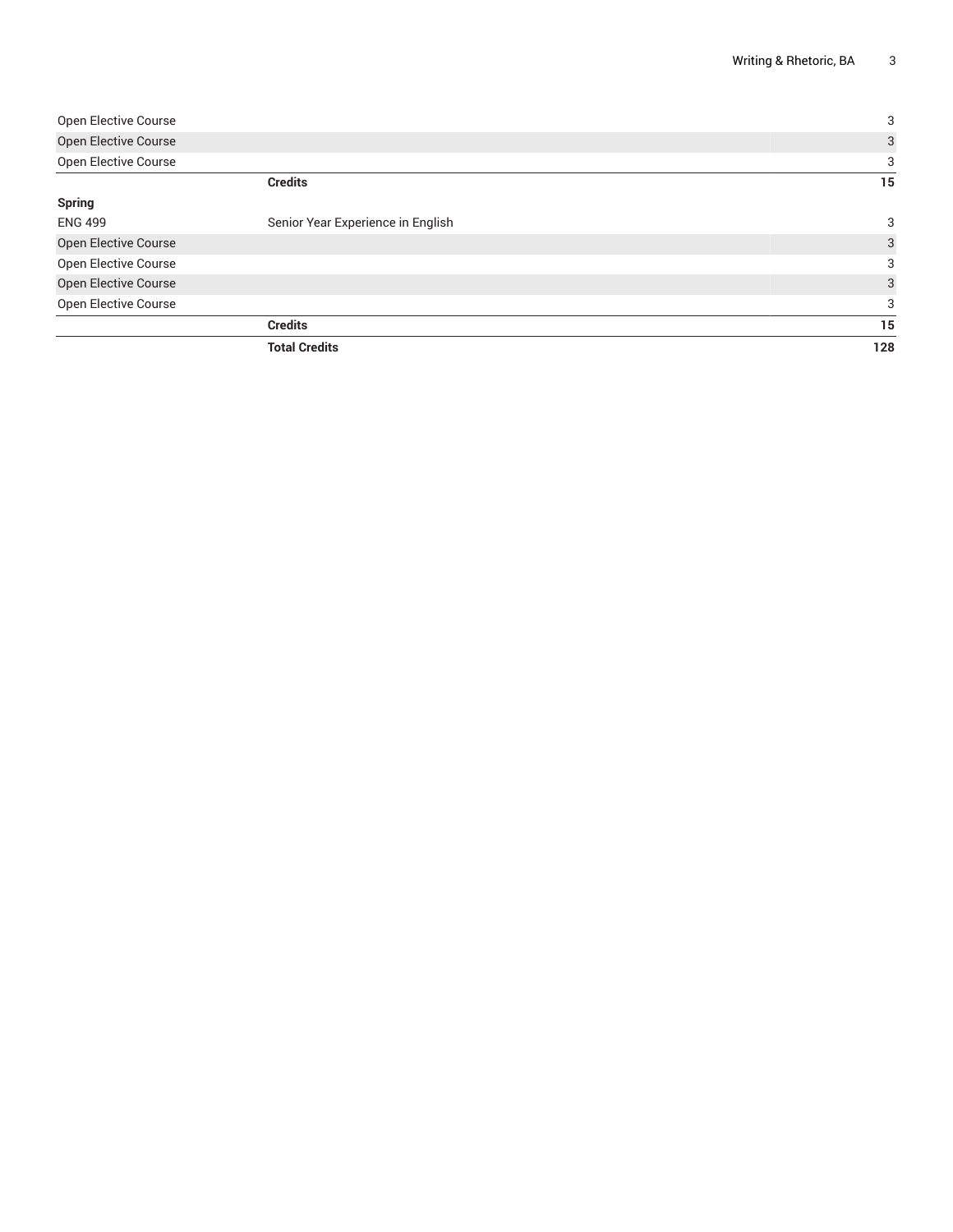| | | |
|---|---|---|
| Open Elective Course | | 3 |
| Open Elective Course | | 3 |
| Open Elective Course | | 3 |
| | **Credits** | **15** |
| **Spring** | | |
| ENG 499 | Senior Year Experience in English | 3 |
| Open Elective Course | | 3 |
| Open Elective Course | | 3 |
| Open Elective Course | | 3 |
| Open Elective Course | | 3 |
| | **Credits** | **15** |
| | **Total Credits** | **128** |